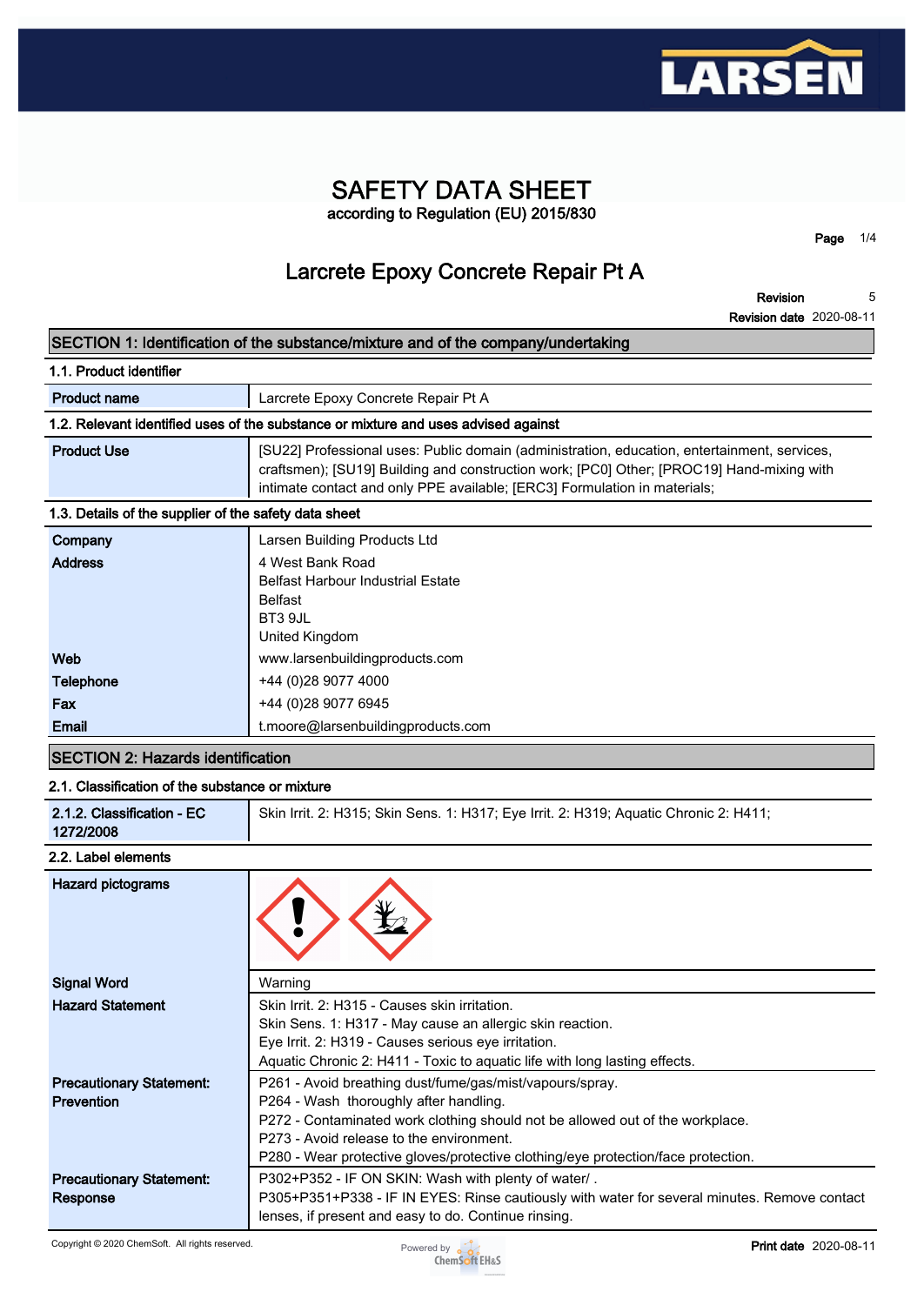# SAFETY DATA SHEET

according to Regulation (EU) 2015/830

## Larcrete Epoxy Concrete Repair Pt A

**Revision** 5

**Revision date** 2020-08-11

## SECTION 1: Identification of the substance/mixture and of the company/undertaking

### 1.1. Product identifier

| | |
|---|---|
| **Product name** | Larcrete Epoxy Concrete Repair Pt A |

### 1.2. Relevant identified uses of the substance or mixture and uses advised against

| | |
|---|---|
| **Product Use** | [SU22] Professional uses: Public domain (administration, education, entertainment, services, craftsmen); [SU19] Building and construction work; [PC0] Other; [PROC19] Hand-mixing with intimate contact and only PPE available; [ERC3] Formulation in materials; |

### 1.3. Details of the supplier of the safety data sheet

| | |
|---|---|
| **Company** | Larsen Building Products Ltd |
| **Address** | 4 West Bank Road<br>Belfast Harbour Industrial Estate<br>Belfast<br>BT3 9JL<br>United Kingdom |
| **Web** | www.larsenbuildingproducts.com |
| **Telephone** | +44 (0)28 9077 4000 |
| **Fax** | +44 (0)28 9077 6945 |
| **Email** | t.moore@larsenbuildingproducts.com |

## SECTION 2: Hazards identification

### 2.1. Classification of the substance or mixture

| | |
|---|---|
| **2.1.2. Classification - EC 1272/2008** | Skin Irrit. 2: H315; Skin Sens. 1: H317; Eye Irrit. 2: H319; Aquatic Chronic 2: H411; |

### 2.2. Label elements

| | |
|---|---|
| **Hazard pictograms** | |
| **Signal Word** | Warning |
| **Hazard Statement** | Skin Irrit. 2: H315 - Causes skin irritation.<br>Skin Sens. 1: H317 - May cause an allergic skin reaction.<br>Eye Irrit. 2: H319 - Causes serious eye irritation.<br>Aquatic Chronic 2: H411 - Toxic to aquatic life with long lasting effects. |
| **Precautionary Statement: Prevention** | P261 - Avoid breathing dust/fume/gas/mist/vapours/spray.<br>P264 - Wash thoroughly after handling.<br>P272 - Contaminated work clothing should not be allowed out of the workplace.<br>P273 - Avoid release to the environment.<br>P280 - Wear protective gloves/protective clothing/eye protection/face protection. |
| **Precautionary Statement: Response** | P302+P352 - IF ON SKIN: Wash with plenty of water/ .<br>P305+P351+P338 - IF IN EYES: Rinse cautiously with water for several minutes. Remove contact lenses, if present and easy to do. Continue rinsing. |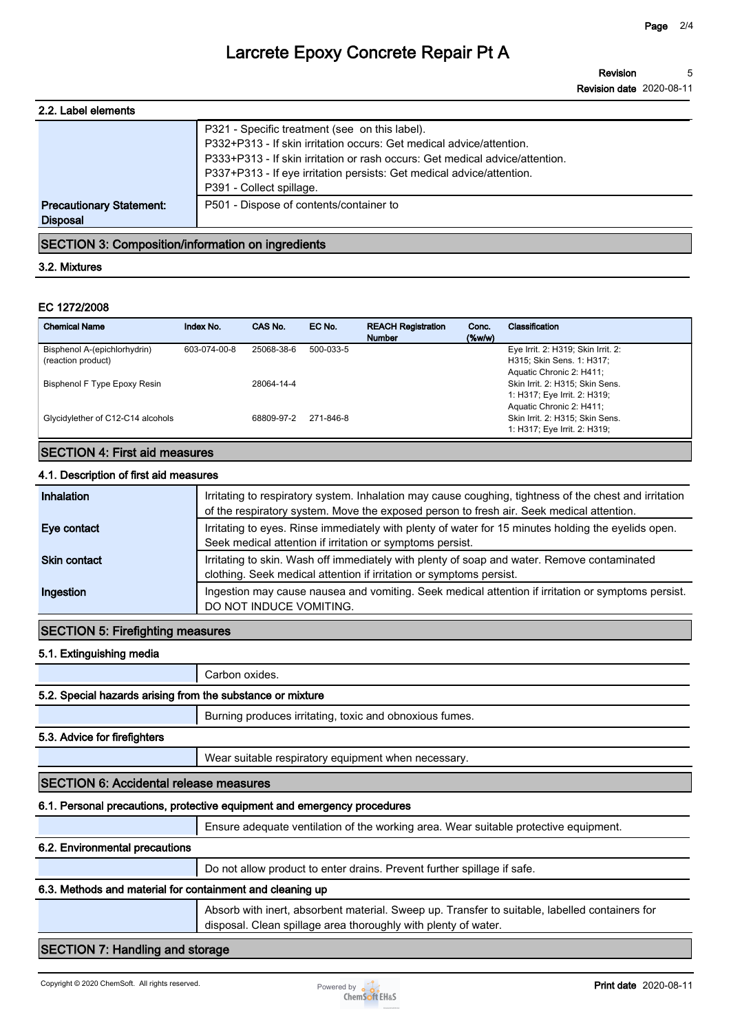### 2.2. Label elements

| | |
|---|---|
| | P321 - Specific treatment (see on this label).<br>P332+P313 - If skin irritation occurs: Get medical advice/attention.<br>P333+P313 - If skin irritation or rash occurs: Get medical advice/attention.<br>P337+P313 - If eye irritation persists: Get medical advice/attention.<br>P391 - Collect spillage. |
| **Precautionary Statement: Disposal** | P501 - Dispose of contents/container to |

## SECTION 3: Composition/information on ingredients

### 3.2. Mixtures

**EC 1272/2008**

| Chemical Name | Index No. | CAS No. | EC No. | REACH Registration Number | Conc. (%w/w) | Classification |
|---|---|---|---|---|---|---|
| Bisphenol A-(epichlorhydrin) (reaction product) | 603-074-00-8 | 25068-38-6 | 500-033-5 | | | Eye Irrit. 2: H319; Skin Irrit. 2: H315; Skin Sens. 1: H317; Aquatic Chronic 2: H411; |
| Bisphenol F Type Epoxy Resin | | 28064-14-4 | | | | Skin Irrit. 2: H315; Skin Sens. 1: H317; Eye Irrit. 2: H319; Aquatic Chronic 2: H411; |
| Glycidylether of C12-C14 alcohols | | 68809-97-2 | 271-846-8 | | | Skin Irrit. 2: H315; Skin Sens. 1: H317; Eye Irrit. 2: H319; |

## SECTION 4: First aid measures

### 4.1. Description of first aid measures

| | |
|---|---|
| **Inhalation** | Irritating to respiratory system. Inhalation may cause coughing, tightness of the chest and irritation of the respiratory system. Move the exposed person to fresh air. Seek medical attention. |
| **Eye contact** | Irritating to eyes. Rinse immediately with plenty of water for 15 minutes holding the eyelids open. Seek medical attention if irritation or symptoms persist. |
| **Skin contact** | Irritating to skin. Wash off immediately with plenty of soap and water. Remove contaminated clothing. Seek medical attention if irritation or symptoms persist. |
| **Ingestion** | Ingestion may cause nausea and vomiting. Seek medical attention if irritation or symptoms persist. DO NOT INDUCE VOMITING. |

## SECTION 5: Firefighting measures

### 5.1. Extinguishing media

Carbon oxides.

### 5.2. Special hazards arising from the substance or mixture

Burning produces irritating, toxic and obnoxious fumes.

### 5.3. Advice for firefighters

Wear suitable respiratory equipment when necessary.

## SECTION 6: Accidental release measures

### 6.1. Personal precautions, protective equipment and emergency procedures

Ensure adequate ventilation of the working area. Wear suitable protective equipment.

### 6.2. Environmental precautions

Do not allow product to enter drains. Prevent further spillage if safe.

### 6.3. Methods and material for containment and cleaning up

Absorb with inert, absorbent material. Sweep up. Transfer to suitable, labelled containers for disposal. Clean spillage area thoroughly with plenty of water.

## SECTION 7: Handling and storage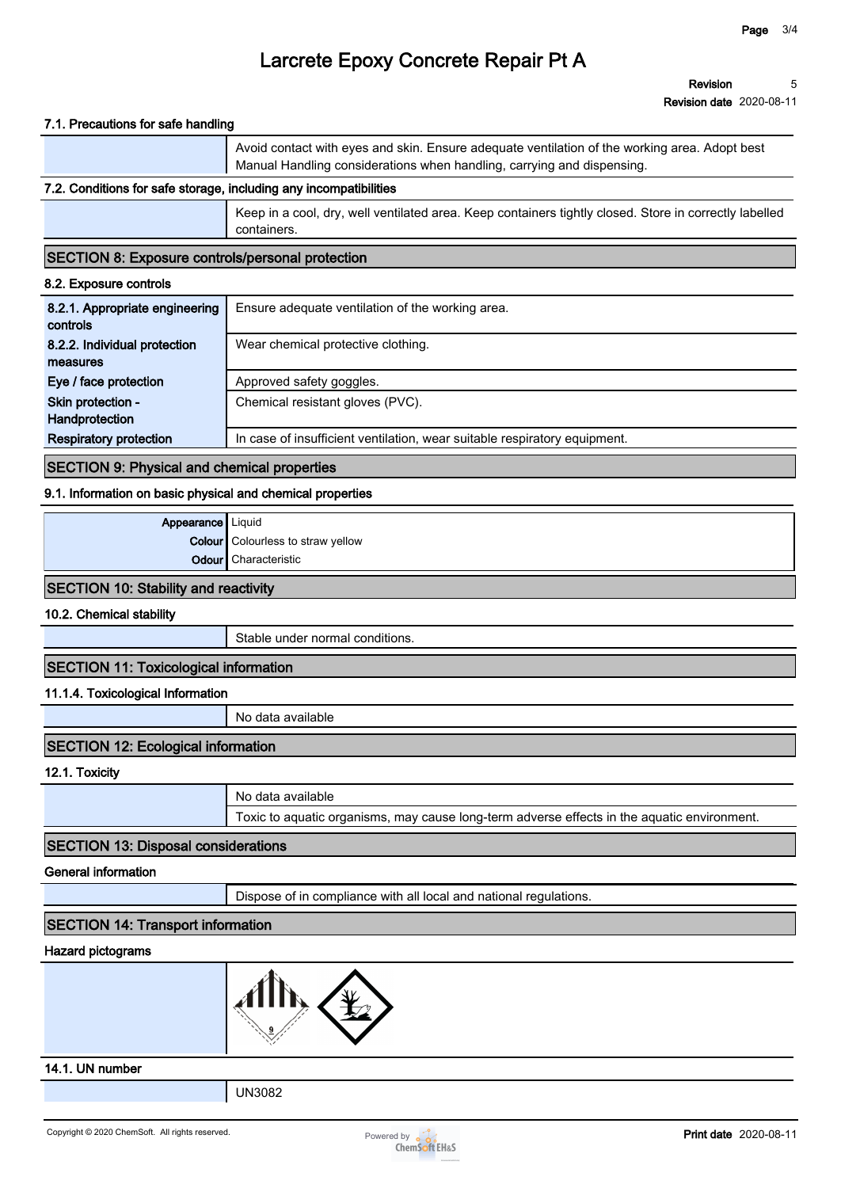# Larcrete Epoxy Concrete Repair Pt A

**Revision** 5
**Revision date** 2020-08-11

#### 7.1. Precautions for safe handling

| | |
|---|---|
| | Avoid contact with eyes and skin. Ensure adequate ventilation of the working area. Adopt best Manual Handling considerations when handling, carrying and dispensing. |

#### 7.2. Conditions for safe storage, including any incompatibilities

| | |
|---|---|
| | Keep in a cool, dry, well ventilated area. Keep containers tightly closed. Store in correctly labelled containers. |

## SECTION 8: Exposure controls/personal protection

#### 8.2. Exposure controls

| | |
|---|---|
| **8.2.1. Appropriate engineering controls** | Ensure adequate ventilation of the working area. |
| **8.2.2. Individual protection measures** | Wear chemical protective clothing. |
| **Eye / face protection** | Approved safety goggles. |
| **Skin protection - Handprotection** | Chemical resistant gloves (PVC). |
| **Respiratory protection** | In case of insufficient ventilation, wear suitable respiratory equipment. |

## SECTION 9: Physical and chemical properties

#### 9.1. Information on basic physical and chemical properties

| | |
|---|---|
| **Appearance** | Liquid |
| **Colour** | Colourless to straw yellow |
| **Odour** | Characteristic |

## SECTION 10: Stability and reactivity

#### 10.2. Chemical stability

| | |
|---|---|
| | Stable under normal conditions. |

## SECTION 11: Toxicological information

#### 11.1.4. Toxicological Information

| | |
|---|---|
| | No data available |

## SECTION 12: Ecological information

#### 12.1. Toxicity

| | |
|---|---|
| | No data available |
| | Toxic to aquatic organisms, may cause long-term adverse effects in the aquatic environment. |

## SECTION 13: Disposal considerations

#### General information

| | |
|---|---|
| | Dispose of in compliance with all local and national regulations. |

## SECTION 14: Transport information

#### Hazard pictograms

#### 14.1. UN number

| | |
|---|---|
| | UN3082 |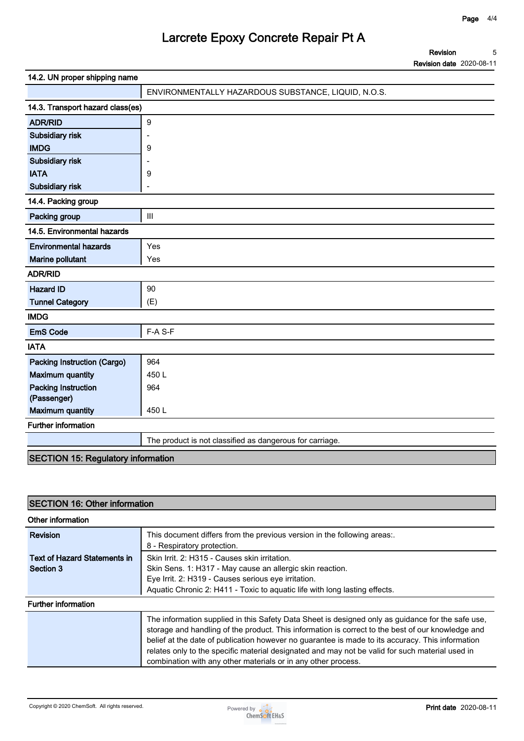### 14.2. UN proper shipping name

| | |
|---|---|
| | ENVIRONMENTALLY HAZARDOUS SUBSTANCE, LIQUID, N.O.S. |

### 14.3. Transport hazard class(es)

| | |
|---|---|
| **ADR/RID** | 9 |
| **Subsidiary risk** | - |
| **IMDG** | 9 |
| **Subsidiary risk** | - |
| **IATA** | 9 |
| **Subsidiary risk** | - |

### 14.4. Packing group

| | |
|---|---|
| **Packing group** | III |

### 14.5. Environmental hazards

| | |
|---|---|
| **Environmental hazards** | Yes |
| **Marine pollutant** | Yes |

### ADR/RID

| | |
|---|---|
| **Hazard ID** | 90 |
| **Tunnel Category** | (E) |

### IMDG

| | |
|---|---|
| **EmS Code** | F-A S-F |

### IATA

| | |
|---|---|
| **Packing Instruction (Cargo)** | 964 |
| **Maximum quantity** | 450 L |
| **Packing Instruction (Passenger)** | 964 |
| **Maximum quantity** | 450 L |

### Further information

| | |
|---|---|
| | The product is not classified as dangerous for carriage. |

## SECTION 15: Regulatory information

## SECTION 16: Other information

### Other information

| | |
|---|---|
| **Revision** | This document differs from the previous version in the following areas:. <br> 8 - Respiratory protection. |
| **Text of Hazard Statements in Section 3** | Skin Irrit. 2: H315 - Causes skin irritation. <br> Skin Sens. 1: H317 - May cause an allergic skin reaction. <br> Eye Irrit. 2: H319 - Causes serious eye irritation. <br> Aquatic Chronic 2: H411 - Toxic to aquatic life with long lasting effects. |

### Further information

| | |
|---|---|
| | The information supplied in this Safety Data Sheet is designed only as guidance for the safe use, storage and handling of the product. This information is correct to the best of our knowledge and belief at the date of publication however no guarantee is made to its accuracy. This information relates only to the specific material designated and may not be valid for such material used in combination with any other materials or in any other process. |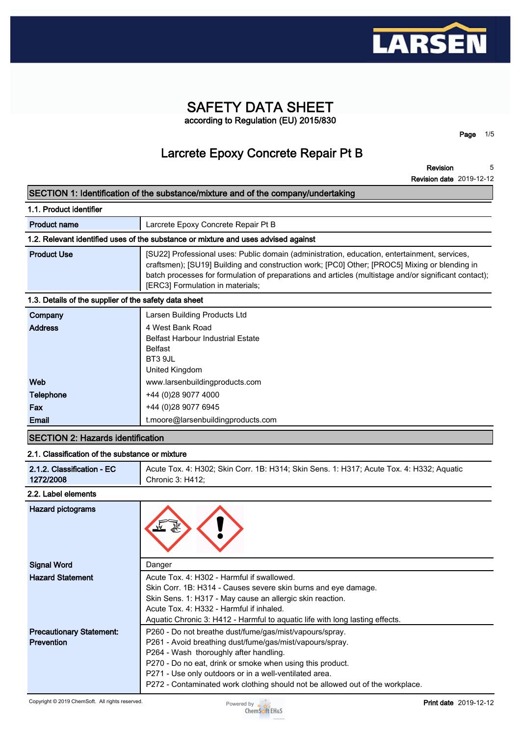# SAFETY DATA SHEET

according to Regulation (EU) 2015/830

## Larcrete Epoxy Concrete Repair Pt B

**Revision** 5
**Revision date** 2019-12-12

## SECTION 1: Identification of the substance/mixture and of the company/undertaking

### 1.1. Product identifier

| | |
|---|---|
| **Product name** | Larcrete Epoxy Concrete Repair Pt B |

### 1.2. Relevant identified uses of the substance or mixture and uses advised against

| | |
|---|---|
| **Product Use** | [SU22] Professional uses: Public domain (administration, education, entertainment, services, craftsmen); [SU19] Building and construction work; [PC0] Other; [PROC5] Mixing or blending in batch processes for formulation of preparations and articles (multistage and/or significant contact); [ERC3] Formulation in materials; |

### 1.3. Details of the supplier of the safety data sheet

| | |
|---|---|
| **Company** | Larsen Building Products Ltd |
| **Address** | 4 West Bank Road<br>Belfast Harbour Industrial Estate<br>Belfast<br>BT3 9JL<br>United Kingdom |
| **Web** | www.larsenbuildingproducts.com |
| **Telephone** | +44 (0)28 9077 4000 |
| **Fax** | +44 (0)28 9077 6945 |
| **Email** | t.moore@larsenbuildingproducts.com |

## SECTION 2: Hazards identification

### 2.1. Classification of the substance or mixture

| | |
|---|---|
| **2.1.2. Classification - EC 1272/2008** | Acute Tox. 4: H302; Skin Corr. 1B: H314; Skin Sens. 1: H317; Acute Tox. 4: H332; Aquatic Chronic 3: H412; |

### 2.2. Label elements

| | |
|---|---|
| **Hazard pictograms** | |
| **Signal Word** | Danger |
| **Hazard Statement** | Acute Tox. 4: H302 - Harmful if swallowed.<br>Skin Corr. 1B: H314 - Causes severe skin burns and eye damage.<br>Skin Sens. 1: H317 - May cause an allergic skin reaction.<br>Acute Tox. 4: H332 - Harmful if inhaled.<br>Aquatic Chronic 3: H412 - Harmful to aquatic life with long lasting effects. |
| **Precautionary Statement: Prevention** | P260 - Do not breathe dust/fume/gas/mist/vapours/spray.<br>P261 - Avoid breathing dust/fume/gas/mist/vapours/spray.<br>P264 - Wash thoroughly after handling.<br>P270 - Do no eat, drink or smoke when using this product.<br>P271 - Use only outdoors or in a well-ventilated area.<br>P272 - Contaminated work clothing should not be allowed out of the workplace. |

Copyright © 2019 ChemSoft. All rights reserved.

**Print date** 2019-12-12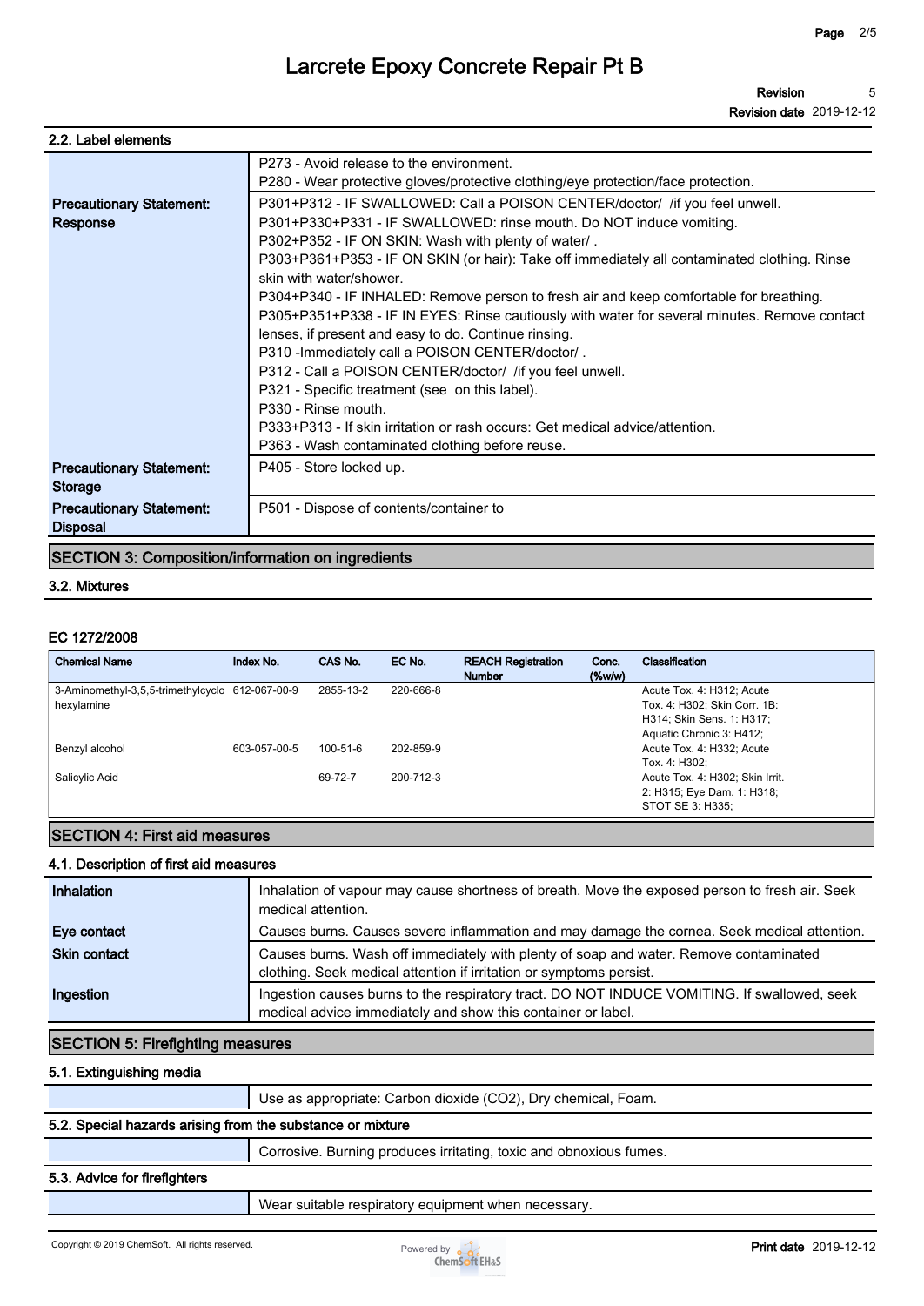## 2.2. Label elements

| | |
|---|---|
| | P273 - Avoid release to the environment.<br>P280 - Wear protective gloves/protective clothing/eye protection/face protection. |
| **Precautionary Statement: Response** | P301+P312 - IF SWALLOWED: Call a POISON CENTER/doctor/ /if you feel unwell.<br>P301+P330+P331 - IF SWALLOWED: rinse mouth. Do NOT induce vomiting.<br>P302+P352 - IF ON SKIN: Wash with plenty of water/ .<br>P303+P361+P353 - IF ON SKIN (or hair): Take off immediately all contaminated clothing. Rinse skin with water/shower.<br>P304+P340 - IF INHALED: Remove person to fresh air and keep comfortable for breathing.<br>P305+P351+P338 - IF IN EYES: Rinse cautiously with water for several minutes. Remove contact lenses, if present and easy to do. Continue rinsing.<br>P310 -Immediately call a POISON CENTER/doctor/ .<br>P312 - Call a POISON CENTER/doctor/ /if you feel unwell.<br>P321 - Specific treatment (see on this label).<br>P330 - Rinse mouth.<br>P333+P313 - If skin irritation or rash occurs: Get medical advice/attention.<br>P363 - Wash contaminated clothing before reuse. |
| **Precautionary Statement: Storage** | P405 - Store locked up. |
| **Precautionary Statement: Disposal** | P501 - Dispose of contents/container to |

## SECTION 3: Composition/information on ingredients

### 3.2. Mixtures

#### EC 1272/2008

| Chemical Name | Index No. | CAS No. | EC No. | REACH Registration Number | Conc. (%w/w) | Classification |
|---|---|---|---|---|---|---|
| 3-Aminomethyl-3,5,5-trimethylcyclo hexylamine | 612-067-00-9 | 2855-13-2 | 220-666-8 | | | Acute Tox. 4: H312; Acute Tox. 4: H302; Skin Corr. 1B: H314; Skin Sens. 1: H317; Aquatic Chronic 3: H412; |
| Benzyl alcohol | 603-057-00-5 | 100-51-6 | 202-859-9 | | | Acute Tox. 4: H332; Acute Tox. 4: H302; |
| Salicylic Acid | | 69-72-7 | 200-712-3 | | | Acute Tox. 4: H302; Skin Irrit. 2: H315; Eye Dam. 1: H318; STOT SE 3: H335; |

## SECTION 4: First aid measures

### 4.1. Description of first aid measures

| | |
|---|---|
| **Inhalation** | Inhalation of vapour may cause shortness of breath. Move the exposed person to fresh air. Seek medical attention. |
| **Eye contact** | Causes burns. Causes severe inflammation and may damage the cornea. Seek medical attention. |
| **Skin contact** | Causes burns. Wash off immediately with plenty of soap and water. Remove contaminated clothing. Seek medical attention if irritation or symptoms persist. |
| **Ingestion** | Ingestion causes burns to the respiratory tract. DO NOT INDUCE VOMITING. If swallowed, seek medical advice immediately and show this container or label. |

## SECTION 5: Firefighting measures

### 5.1. Extinguishing media

Use as appropriate: Carbon dioxide ($CO_2$), Dry chemical, Foam.

### 5.2. Special hazards arising from the substance or mixture

Corrosive. Burning produces irritating, toxic and obnoxious fumes.

### 5.3. Advice for firefighters

Wear suitable respiratory equipment when necessary.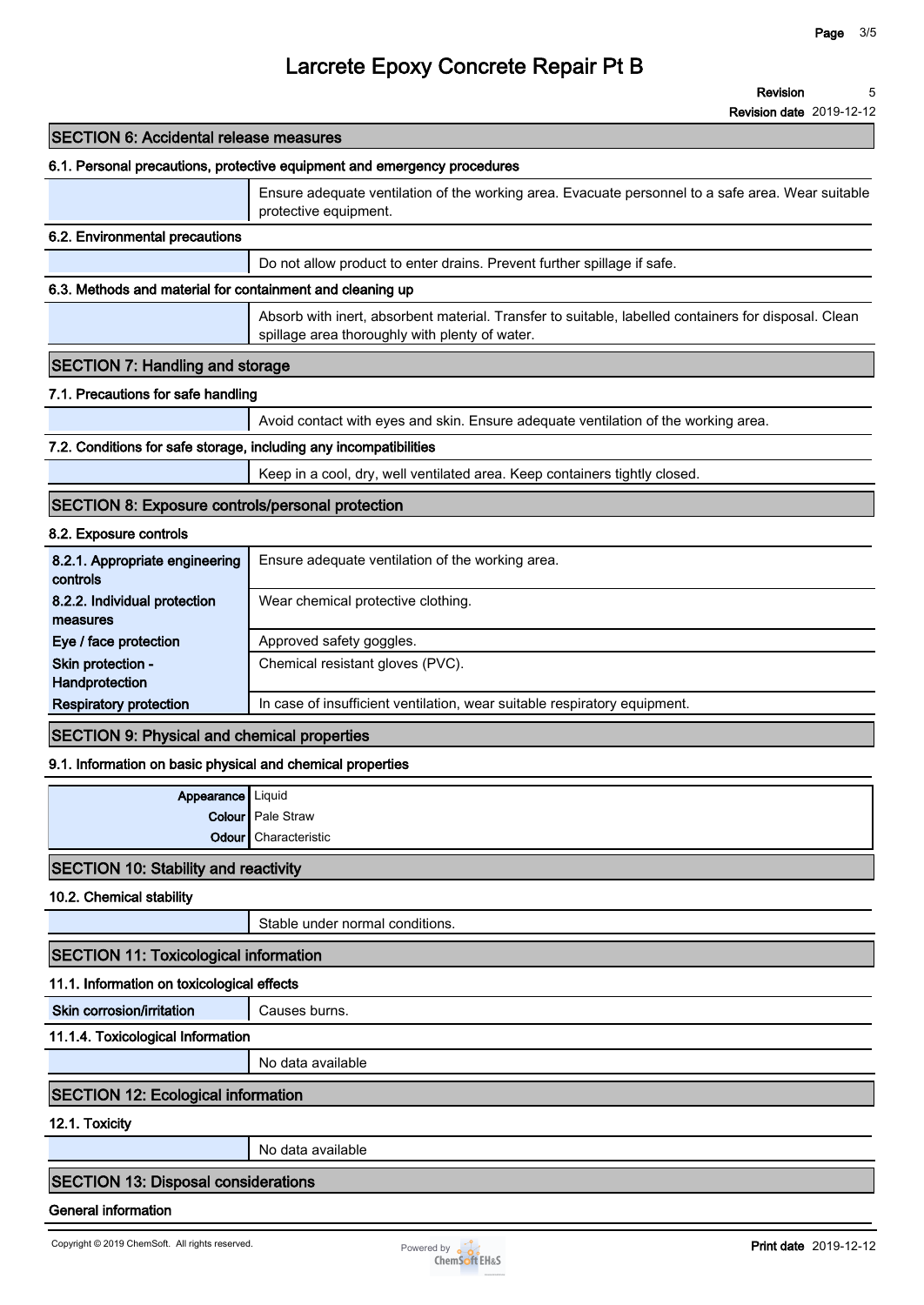# Larcrete Epoxy Concrete Repair Pt B

**Revision** 5

**Revision date** 2019-12-12

## SECTION 6: Accidental release measures

### 6.1. Personal precautions, protective equipment and emergency procedures

| | |
|---|---|
| | Ensure adequate ventilation of the working area. Evacuate personnel to a safe area. Wear suitable protective equipment. |

### 6.2. Environmental precautions

| | |
|---|---|
| | Do not allow product to enter drains. Prevent further spillage if safe. |

### 6.3. Methods and material for containment and cleaning up

| | |
|---|---|
| | Absorb with inert, absorbent material. Transfer to suitable, labelled containers for disposal. Clean spillage area thoroughly with plenty of water. |

## SECTION 7: Handling and storage

### 7.1. Precautions for safe handling

| | |
|---|---|
| | Avoid contact with eyes and skin. Ensure adequate ventilation of the working area. |

### 7.2. Conditions for safe storage, including any incompatibilities

| | |
|---|---|
| | Keep in a cool, dry, well ventilated area. Keep containers tightly closed. |

## SECTION 8: Exposure controls/personal protection

### 8.2. Exposure controls

| | |
|---|---|
| **8.2.1. Appropriate engineering controls** | Ensure adequate ventilation of the working area. |
| **8.2.2. Individual protection measures** | Wear chemical protective clothing. |
| **Eye / face protection** | Approved safety goggles. |
| **Skin protection - Handprotection** | Chemical resistant gloves (PVC). |
| **Respiratory protection** | In case of insufficient ventilation, wear suitable respiratory equipment. |

## SECTION 9: Physical and chemical properties

### 9.1. Information on basic physical and chemical properties

| | |
|---|---|
| **Appearance** | Liquid |
| **Colour** | Pale Straw |
| **Odour** | Characteristic |

## SECTION 10: Stability and reactivity

### 10.2. Chemical stability

| | |
|---|---|
| | Stable under normal conditions. |

## SECTION 11: Toxicological information

### 11.1. Information on toxicological effects

| | |
|---|---|
| **Skin corrosion/irritation** | Causes burns. |

### 11.1.4. Toxicological Information

| | |
|---|---|
| | No data available |

## SECTION 12: Ecological information

### 12.1. Toxicity

| | |
|---|---|
| | No data available |

## SECTION 13: Disposal considerations

### General information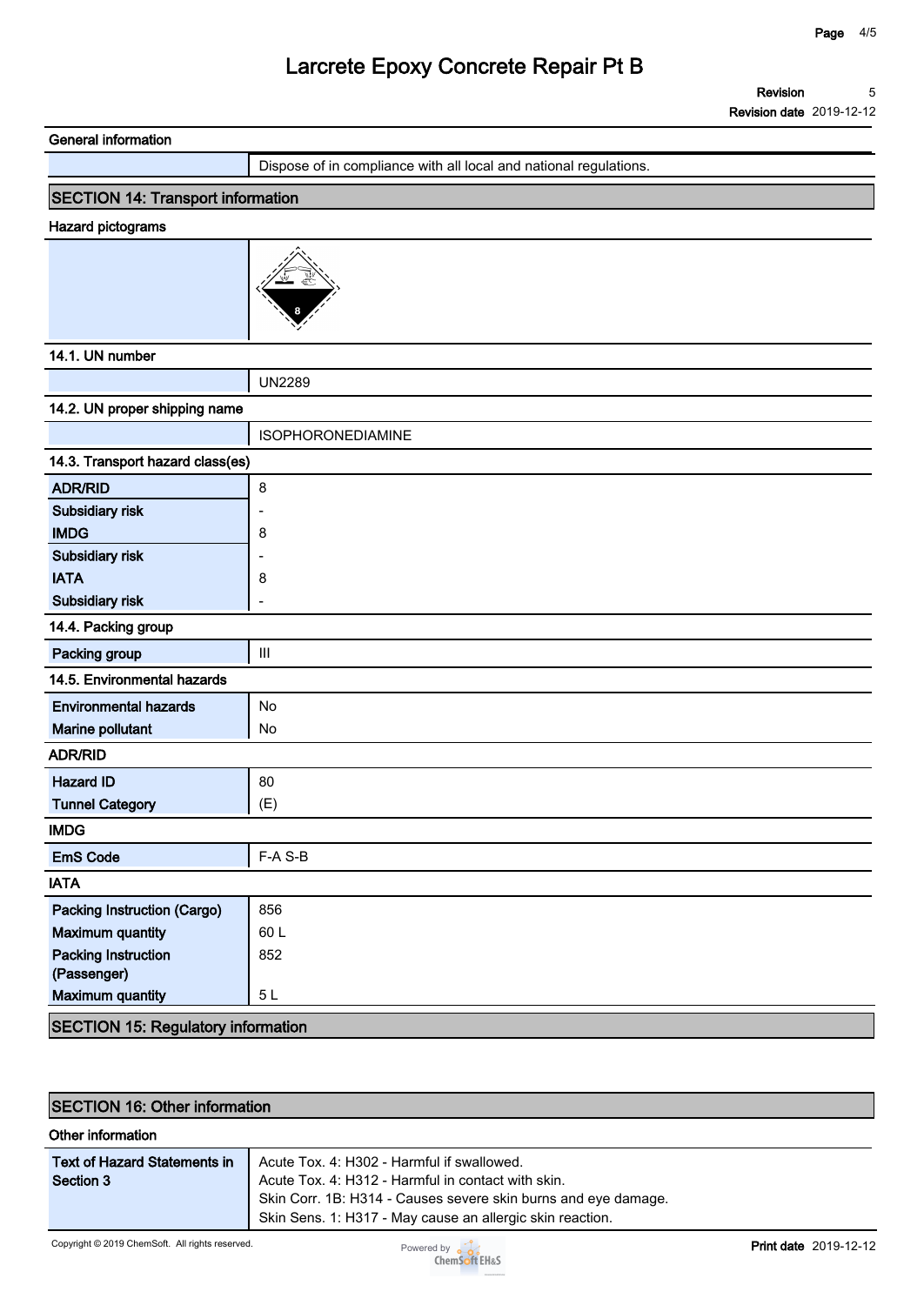**General information**

| | |
|---|---|
| | Dispose of in compliance with all local and national regulations. |

## SECTION 14: Transport information

**Hazard pictograms**

**14.1. UN number**

| | |
|---|---|
| | UN2289 |

**14.2. UN proper shipping name**

| | |
|---|---|
| | ISOPHORONEDIAMINE |

**14.3. Transport hazard class(es)**

| | |
|---|---|
| **ADR/RID** | 8 |
| **Subsidiary risk** | - |
| **IMDG** | 8 |
| **Subsidiary risk** | - |
| **IATA** | 8 |
| **Subsidiary risk** | - |

**14.4. Packing group**

| | |
|---|---|
| **Packing group** | III |

**14.5. Environmental hazards**

| | |
|---|---|
| **Environmental hazards** | No |
| **Marine pollutant** | No |

**ADR/RID**

| | |
|---|---|
| **Hazard ID** | 80 |
| **Tunnel Category** | (E) |

**IMDG**

| | |
|---|---|
| **EmS Code** | F-A S-B |

**IATA**

| | |
|---|---|
| **Packing Instruction (Cargo)** | 856 |
| **Maximum quantity** | 60 L |
| **Packing Instruction (Passenger)** | 852 |
| **Maximum quantity** | 5 L |

## SECTION 15: Regulatory information

## SECTION 16: Other information

**Other information**

| | |
|---|---|
| **Text of Hazard Statements in Section 3** | Acute Tox. 4: H302 - Harmful if swallowed.<br>Acute Tox. 4: H312 - Harmful in contact with skin.<br>Skin Corr. 1B: H314 - Causes severe skin burns and eye damage.<br>Skin Sens. 1: H317 - May cause an allergic skin reaction. |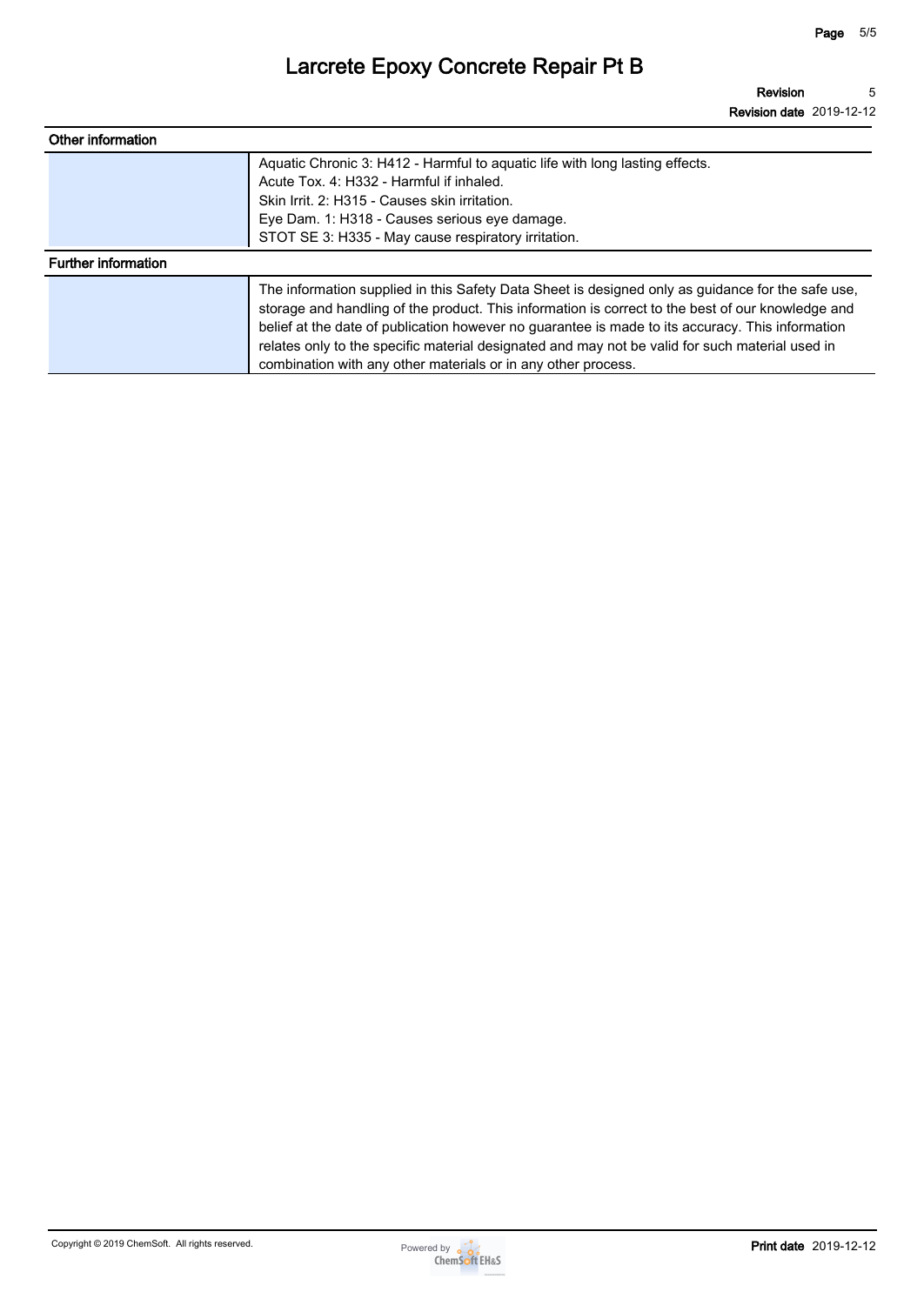## Other information

Aquatic Chronic 3: H412 - Harmful to aquatic life with long lasting effects.
Acute Tox. 4: H332 - Harmful if inhaled.
Skin Irrit. 2: H315 - Causes skin irritation.
Eye Dam. 1: H318 - Causes serious eye damage.
STOT SE 3: H335 - May cause respiratory irritation.

## Further information

The information supplied in this Safety Data Sheet is designed only as guidance for the safe use, storage and handling of the product. This information is correct to the best of our knowledge and belief at the date of publication however no guarantee is made to its accuracy. This information relates only to the specific material designated and may not be valid for such material used in combination with any other materials or in any other process.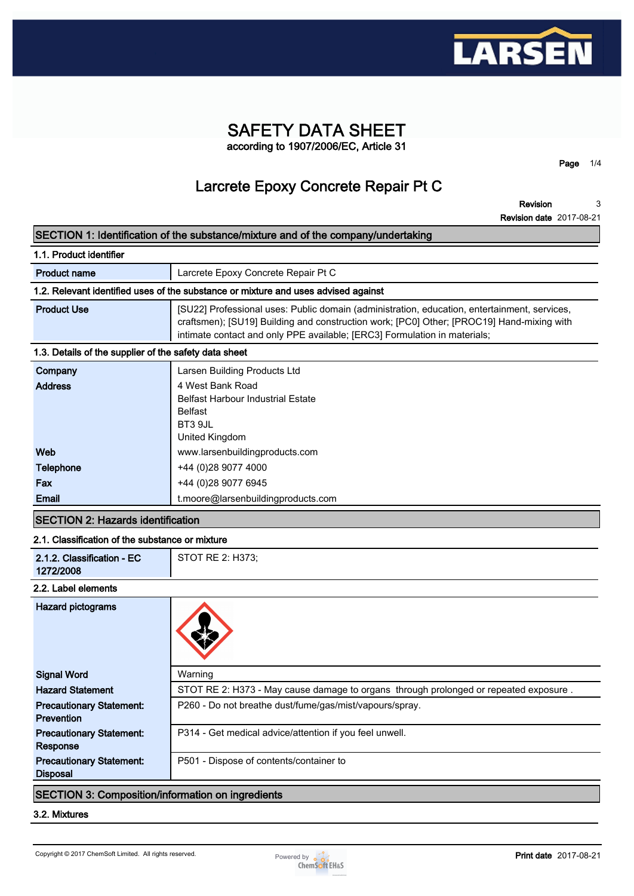# SAFETY DATA SHEET

according to 1907/2006/EC, Article 31

Page 1/4

## Larcrete Epoxy Concrete Repair Pt C

Revision 3

Revision date 2017-08-21

## SECTION 1: Identification of the substance/mixture and of the company/undertaking

### 1.1. Product identifier

| | |
|---|---|
| **Product name** | Larcrete Epoxy Concrete Repair Pt C |

### 1.2. Relevant identified uses of the substance or mixture and uses advised against

| | |
|---|---|
| **Product Use** | [SU22] Professional uses: Public domain (administration, education, entertainment, services, craftsmen); [SU19] Building and construction work; [PC0] Other; [PROC19] Hand-mixing with intimate contact and only PPE available; [ERC3] Formulation in materials; |

### 1.3. Details of the supplier of the safety data sheet

| | |
|---|---|
| **Company** | Larsen Building Products Ltd |
| **Address** | 4 West Bank Road<br>Belfast Harbour Industrial Estate<br>Belfast<br>BT3 9JL<br>United Kingdom |
| **Web** | www.larsenbuildingproducts.com |
| **Telephone** | +44 (0)28 9077 4000 |
| **Fax** | +44 (0)28 9077 6945 |
| **Email** | t.moore@larsenbuildingproducts.com |

## SECTION 2: Hazards identification

### 2.1. Classification of the substance or mixture

| | |
|---|---|
| **2.1.2. Classification - EC 1272/2008** | STOT RE 2: H373; |

### 2.2. Label elements

| | |
|---|---|
| **Hazard pictograms** | |
| **Signal Word** | Warning |
| **Hazard Statement** | STOT RE 2: H373 - May cause damage to organs through prolonged or repeated exposure . |
| **Precautionary Statement: Prevention** | P260 - Do not breathe dust/fume/gas/mist/vapours/spray. |
| **Precautionary Statement: Response** | P314 - Get medical advice/attention if you feel unwell. |
| **Precautionary Statement: Disposal** | P501 - Dispose of contents/container to |

## SECTION 3: Composition/information on ingredients

### 3.2. Mixtures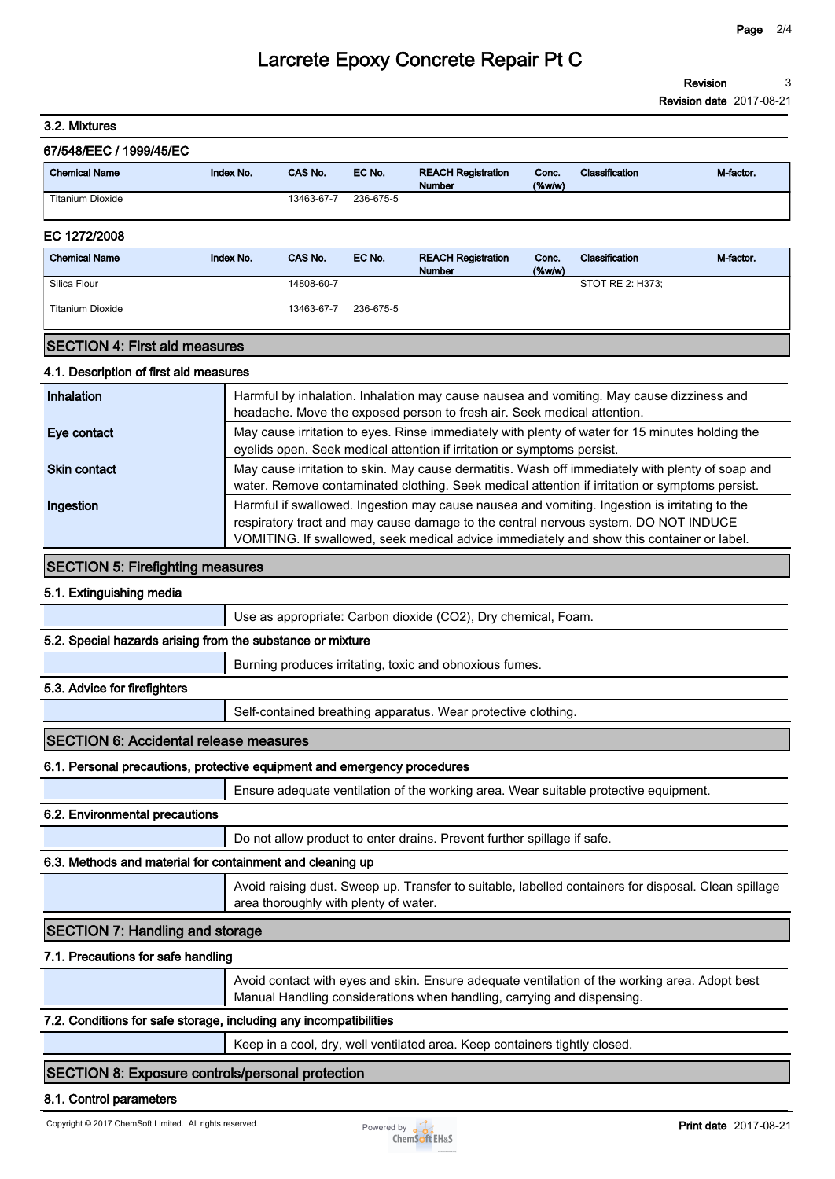### 3.2. Mixtures

#### 67/548/EEC / 1999/45/EC

| Chemical Name | Index No. | CAS No. | EC No. | REACH Registration Number | Conc. (%w/w) | Classification | M-factor. |
|---|---|---|---|---|---|---|---|
| Titanium Dioxide | | 13463-67-7 | 236-675-5 | | | | |

#### EC 1272/2008

| Chemical Name | Index No. | CAS No. | EC No. | REACH Registration Number | Conc. (%w/w) | Classification | M-factor. |
|---|---|---|---|---|---|---|---|
| Silica Flour | | 14808-60-7 | | | | STOT RE 2: H373; | |
| Titanium Dioxide | | 13463-67-7 | 236-675-5 | | | | |

## SECTION 4: First aid measures

### 4.1. Description of first aid measures

| | |
|---|---|
| **Inhalation** | Harmful by inhalation. Inhalation may cause nausea and vomiting. May cause dizziness and headache. Move the exposed person to fresh air. Seek medical attention. |
| **Eye contact** | May cause irritation to eyes. Rinse immediately with plenty of water for 15 minutes holding the eyelids open. Seek medical attention if irritation or symptoms persist. |
| **Skin contact** | May cause irritation to skin. May cause dermatitis. Wash off immediately with plenty of soap and water. Remove contaminated clothing. Seek medical attention if irritation or symptoms persist. |
| **Ingestion** | Harmful if swallowed. Ingestion may cause nausea and vomiting. Ingestion is irritating to the respiratory tract and may cause damage to the central nervous system. DO NOT INDUCE VOMITING. If swallowed, seek medical advice immediately and show this container or label. |

## SECTION 5: Firefighting measures

### 5.1. Extinguishing media

Use as appropriate: Carbon dioxide (CO2), Dry chemical, Foam.

### 5.2. Special hazards arising from the substance or mixture

Burning produces irritating, toxic and obnoxious fumes.

### 5.3. Advice for firefighters

Self-contained breathing apparatus. Wear protective clothing.

## SECTION 6: Accidental release measures

### 6.1. Personal precautions, protective equipment and emergency procedures

Ensure adequate ventilation of the working area. Wear suitable protective equipment.

### 6.2. Environmental precautions

Do not allow product to enter drains. Prevent further spillage if safe.

### 6.3. Methods and material for containment and cleaning up

Avoid raising dust. Sweep up. Transfer to suitable, labelled containers for disposal. Clean spillage area thoroughly with plenty of water.

## SECTION 7: Handling and storage

### 7.1. Precautions for safe handling

Avoid contact with eyes and skin. Ensure adequate ventilation of the working area. Adopt best Manual Handling considerations when handling, carrying and dispensing.

### 7.2. Conditions for safe storage, including any incompatibilities

Keep in a cool, dry, well ventilated area. Keep containers tightly closed.

## SECTION 8: Exposure controls/personal protection

### 8.1. Control parameters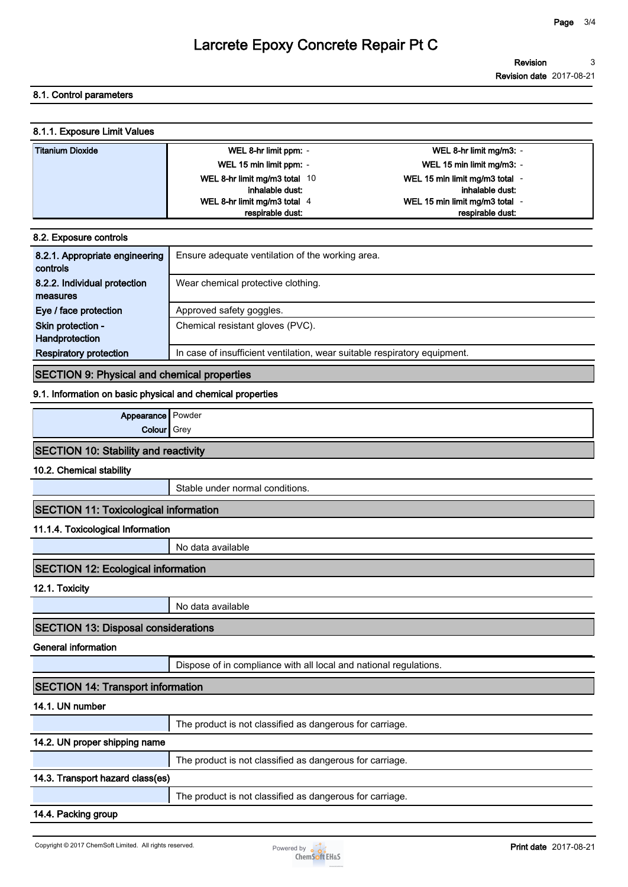#### 8.1. Control parameters

#### 8.1.1. Exposure Limit Values

| | | | | |
|---|---|---|---|---|
| **Titanium Dioxide** | **WEL 8-hr limit ppm:** | - | **WEL 8-hr limit mg/m3:** | - |
| | **WEL 15 min limit ppm:** | - | **WEL 15 min limit mg/m3:** | - |
| | **WEL 8-hr limit mg/m3 total inhalable dust:** | 10 | **WEL 15 min limit mg/m3 total inhalable dust:** | - |
| | **WEL 8-hr limit mg/m3 total respirable dust:** | 4 | **WEL 15 min limit mg/m3 total respirable dust:** | - |

#### 8.2. Exposure controls

| | |
|---|---|
| **8.2.1. Appropriate engineering controls** | Ensure adequate ventilation of the working area. |
| **8.2.2. Individual protection measures** | Wear chemical protective clothing. |
| **Eye / face protection** | Approved safety goggles. |
| **Skin protection - Handprotection** | Chemical resistant gloves (PVC). |
| **Respiratory protection** | In case of insufficient ventilation, wear suitable respiratory equipment. |

## SECTION 9: Physical and chemical properties

#### 9.1. Information on basic physical and chemical properties

| | |
|---|---|
| **Appearance** | Powder |
| **Colour** | Grey |

## SECTION 10: Stability and reactivity

#### 10.2. Chemical stability

Stable under normal conditions.

## SECTION 11: Toxicological information

#### 11.1.4. Toxicological Information

No data available

## SECTION 12: Ecological information

#### 12.1. Toxicity

No data available

## SECTION 13: Disposal considerations

#### General information

Dispose of in compliance with all local and national regulations.

## SECTION 14: Transport information

#### 14.1. UN number

The product is not classified as dangerous for carriage.

#### 14.2. UN proper shipping name

The product is not classified as dangerous for carriage.

#### 14.3. Transport hazard class(es)

The product is not classified as dangerous for carriage.

#### 14.4. Packing group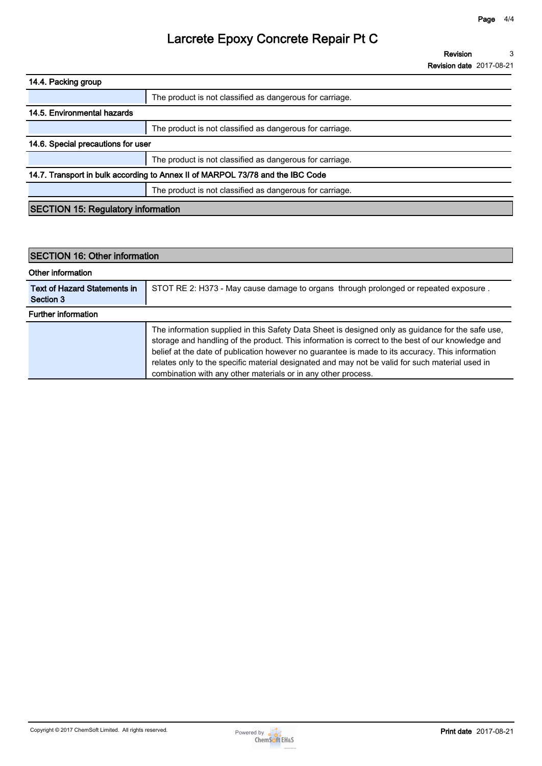### 14.4. Packing group

| | |
|---|---|
| | The product is not classified as dangerous for carriage. |

### 14.5. Environmental hazards

| | |
|---|---|
| | The product is not classified as dangerous for carriage. |

### 14.6. Special precautions for user

| | |
|---|---|
| | The product is not classified as dangerous for carriage. |

### 14.7. Transport in bulk according to Annex II of MARPOL 73/78 and the IBC Code

| | |
|---|---|
| | The product is not classified as dangerous for carriage. |

## SECTION 15: Regulatory information

## SECTION 16: Other information

### Other information

| | |
|---|---|
| **Text of Hazard Statements in Section 3** | STOT RE 2: H373 - May cause damage to organs through prolonged or repeated exposure . |

### Further information

| | |
|---|---|
| | The information supplied in this Safety Data Sheet is designed only as guidance for the safe use, storage and handling of the product. This information is correct to the best of our knowledge and belief at the date of publication however no guarantee is made to its accuracy. This information relates only to the specific material designated and may not be valid for such material used in combination with any other materials or in any other process. |